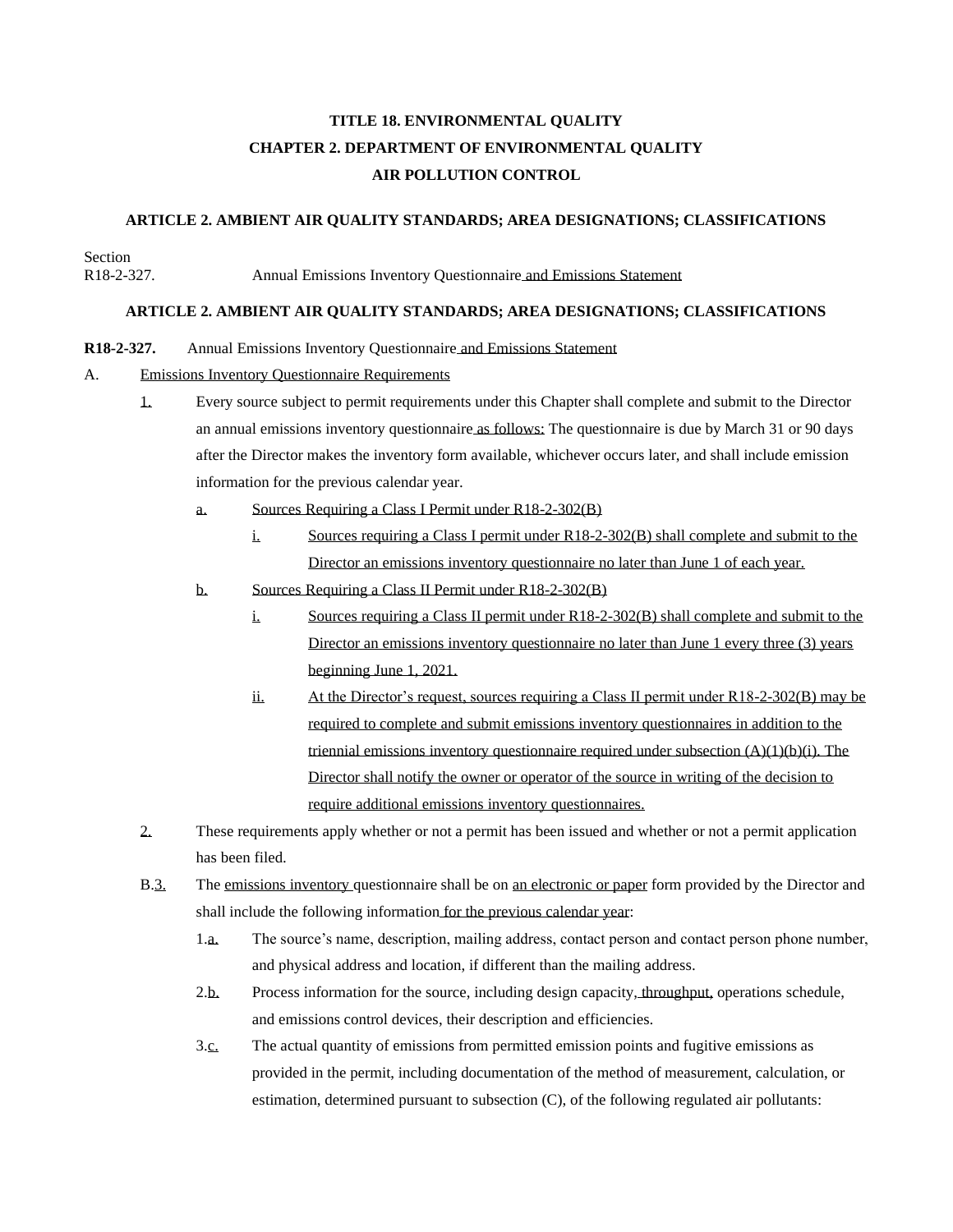**TITLE 18. ENVIRONMENTAL QUALITY**

**CHAPTER 2. DEPARTMENT OF ENVIRONMENTAL QUALITY**

**AIR POLLUTION CONTROL**

**ARTICLE 2. AMBIENT AIR QUALITY STANDARDS; AREA DESIGNATIONS; CLASSIFICATIONS**

Section

R18-2-327. Annual Emissions Inventory Questionnaire and Emissions Statement

**ARTICLE 2. AMBIENT AIR QUALITY STANDARDS; AREA DESIGNATIONS; CLASSIFICATIONS**

**R18-2-327.** Annual Emissions Inventory Questionnaire and Emissions Statement

A. Emissions Inventory Questionnaire Requirements

1. Every source subject to permit requirements under this Chapter shall complete and submit to the Director an annual emissions inventory questionnaire as follows: The questionnaire is due by March 31 or 90 days after the Director makes the inventory form available, whichever occurs later, and shall include emission information for the previous calendar year.
   - a. Sources Requiring a Class I Permit under R18-2-302(B)
     - i. Sources requiring a Class I permit under R18-2-302(B) shall complete and submit to the Director an emissions inventory questionnaire no later than June 1 of each year.
   - b. Sources Requiring a Class II Permit under R18-2-302(B)
     - i. Sources requiring a Class II permit under R18-2-302(B) shall complete and submit to the Director an emissions inventory questionnaire no later than June 1 every three (3) years beginning June 1, 2021.
     - ii. At the Director's request, sources requiring a Class II permit under R18-2-302(B) may be required to complete and submit emissions inventory questionnaires in addition to the triennial emissions inventory questionnaire required under subsection (A)(1)(b)(i). The Director shall notify the owner or operator of the source in writing of the decision to require additional emissions inventory questionnaires.
2. These requirements apply whether or not a permit has been issued and whether or not a permit application has been filed.

B.3. The emissions inventory questionnaire shall be on an electronic or paper form provided by the Director and shall include the following information for the previous calendar year:

- 1.a. The source's name, description, mailing address, contact person and contact person phone number, and physical address and location, if different than the mailing address.
- 2.b. Process information for the source, including design capacity, throughput, operations schedule, and emissions control devices, their description and efficiencies.
- 3.c. The actual quantity of emissions from permitted emission points and fugitive emissions as provided in the permit, including documentation of the method of measurement, calculation, or estimation, determined pursuant to subsection (C), of the following regulated air pollutants: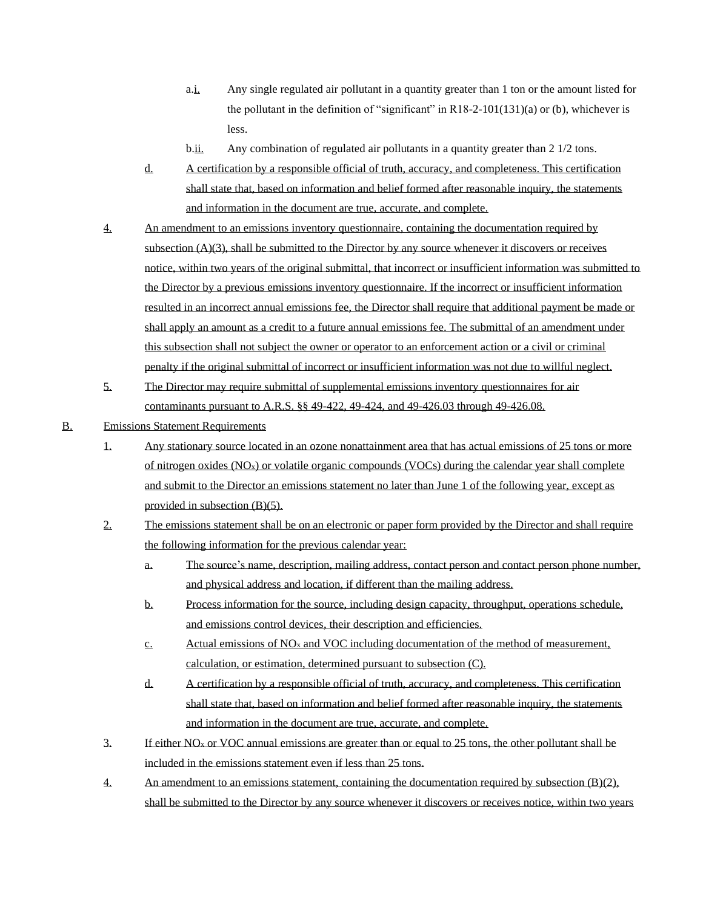a.i. Any single regulated air pollutant in a quantity greater than 1 ton or the amount listed for the pollutant in the definition of "significant" in R18-2-101(131)(a) or (b), whichever is less.

b.ii. Any combination of regulated air pollutants in a quantity greater than 2 1/2 tons.

d. A certification by a responsible official of truth, accuracy, and completeness. This certification shall state that, based on information and belief formed after reasonable inquiry, the statements and information in the document are true, accurate, and complete.

4. An amendment to an emissions inventory questionnaire, containing the documentation required by subsection (A)(3), shall be submitted to the Director by any source whenever it discovers or receives notice, within two years of the original submittal, that incorrect or insufficient information was submitted to the Director by a previous emissions inventory questionnaire. If the incorrect or insufficient information resulted in an incorrect annual emissions fee, the Director shall require that additional payment be made or shall apply an amount as a credit to a future annual emissions fee. The submittal of an amendment under this subsection shall not subject the owner or operator to an enforcement action or a civil or criminal penalty if the original submittal of incorrect or insufficient information was not due to willful neglect.

5. The Director may require submittal of supplemental emissions inventory questionnaires for air contaminants pursuant to A.R.S. §§ 49-422, 49-424, and 49-426.03 through 49-426.08.

B. Emissions Statement Requirements

1. Any stationary source located in an ozone nonattainment area that has actual emissions of 25 tons or more of nitrogen oxides ($NO_x$) or volatile organic compounds (VOCs) during the calendar year shall complete and submit to the Director an emissions statement no later than June 1 of the following year, except as provided in subsection (B)(5).

2. The emissions statement shall be on an electronic or paper form provided by the Director and shall require the following information for the previous calendar year:

   a. The source's name, description, mailing address, contact person and contact person phone number, and physical address and location, if different than the mailing address.

   b. Process information for the source, including design capacity, throughput, operations schedule, and emissions control devices, their description and efficiencies.

   c. Actual emissions of $NO_x$ and VOC including documentation of the method of measurement, calculation, or estimation, determined pursuant to subsection (C).

   d. A certification by a responsible official of truth, accuracy, and completeness. This certification shall state that, based on information and belief formed after reasonable inquiry, the statements and information in the document are true, accurate, and complete.

3. If either $NO_x$ or VOC annual emissions are greater than or equal to 25 tons, the other pollutant shall be included in the emissions statement even if less than 25 tons.

4. An amendment to an emissions statement, containing the documentation required by subsection (B)(2), shall be submitted to the Director by any source whenever it discovers or receives notice, within two years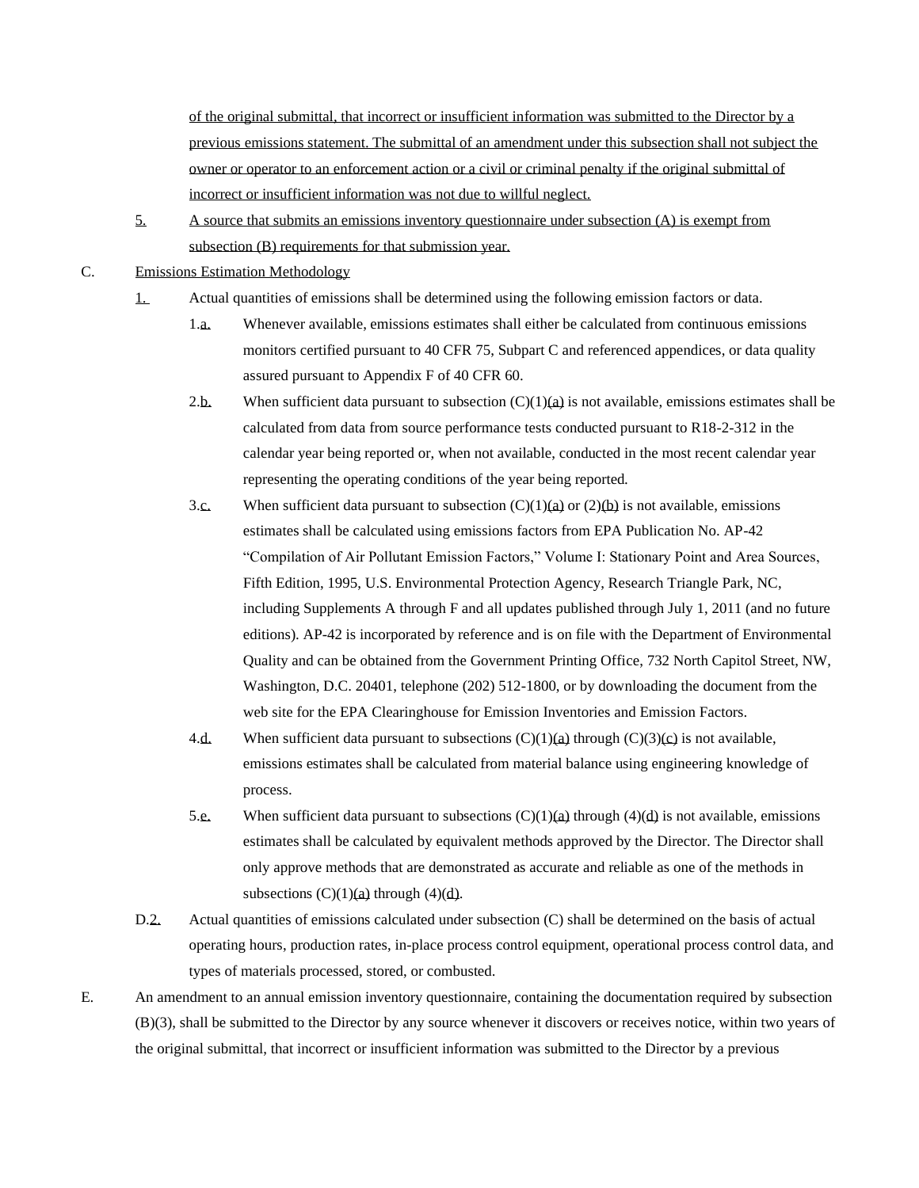of the original submittal, that incorrect or insufficient information was submitted to the Director by a previous emissions statement. The submittal of an amendment under this subsection shall not subject the owner or operator to an enforcement action or a civil or criminal penalty if the original submittal of incorrect or insufficient information was not due to willful neglect.

5. A source that submits an emissions inventory questionnaire under subsection (A) is exempt from subsection (B) requirements for that submission year.

C. Emissions Estimation Methodology

1. Actual quantities of emissions shall be determined using the following emission factors or data.

1.a. Whenever available, emissions estimates shall either be calculated from continuous emissions monitors certified pursuant to 40 CFR 75, Subpart C and referenced appendices, or data quality assured pursuant to Appendix F of 40 CFR 60.

2.b. When sufficient data pursuant to subsection (C)(1)(a) is not available, emissions estimates shall be calculated from data from source performance tests conducted pursuant to R18-2-312 in the calendar year being reported or, when not available, conducted in the most recent calendar year representing the operating conditions of the year being reported.

3.c. When sufficient data pursuant to subsection (C)(1)(a) or (2)(b) is not available, emissions estimates shall be calculated using emissions factors from EPA Publication No. AP-42 "Compilation of Air Pollutant Emission Factors," Volume I: Stationary Point and Area Sources, Fifth Edition, 1995, U.S. Environmental Protection Agency, Research Triangle Park, NC, including Supplements A through F and all updates published through July 1, 2011 (and no future editions). AP-42 is incorporated by reference and is on file with the Department of Environmental Quality and can be obtained from the Government Printing Office, 732 North Capitol Street, NW, Washington, D.C. 20401, telephone (202) 512-1800, or by downloading the document from the web site for the EPA Clearinghouse for Emission Inventories and Emission Factors.

4.d. When sufficient data pursuant to subsections (C)(1)(a) through (C)(3)(c) is not available, emissions estimates shall be calculated from material balance using engineering knowledge of process.

5.e. When sufficient data pursuant to subsections (C)(1)(a) through (4)(d) is not available, emissions estimates shall be calculated by equivalent methods approved by the Director. The Director shall only approve methods that are demonstrated as accurate and reliable as one of the methods in subsections (C)(1)(a) through (4)(d).

D.2. Actual quantities of emissions calculated under subsection (C) shall be determined on the basis of actual operating hours, production rates, in-place process control equipment, operational process control data, and types of materials processed, stored, or combusted.

E. An amendment to an annual emission inventory questionnaire, containing the documentation required by subsection (B)(3), shall be submitted to the Director by any source whenever it discovers or receives notice, within two years of the original submittal, that incorrect or insufficient information was submitted to the Director by a previous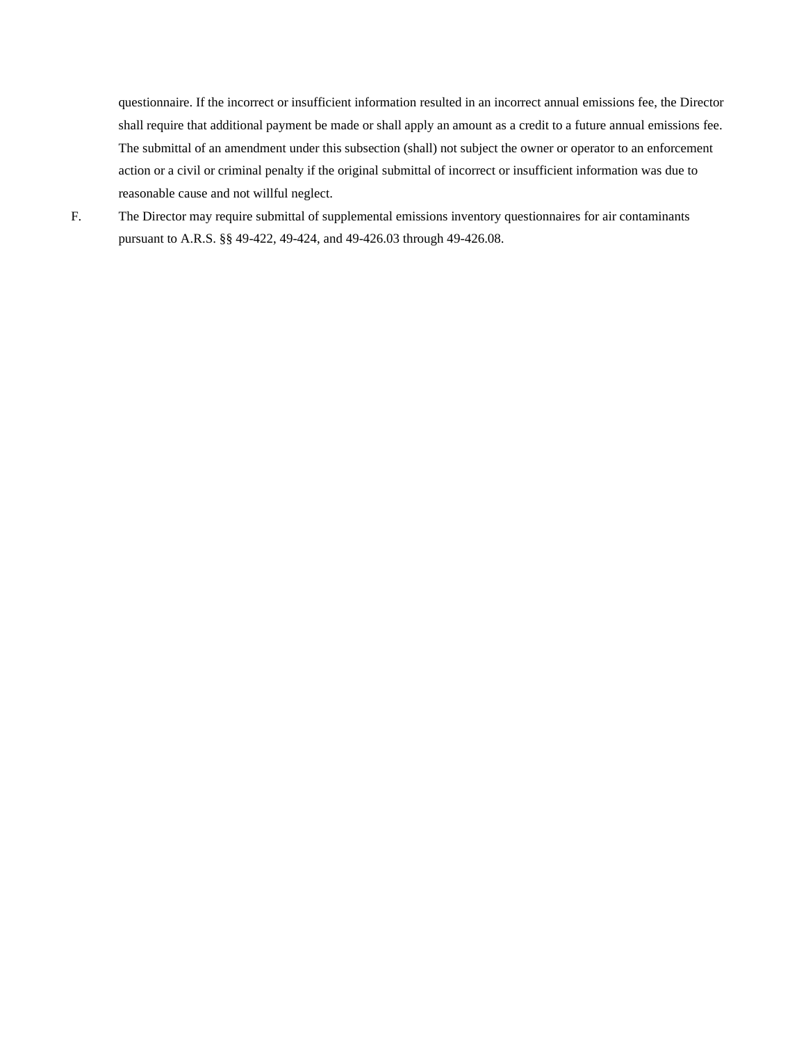questionnaire. If the incorrect or insufficient information resulted in an incorrect annual emissions fee, the Director shall require that additional payment be made or shall apply an amount as a credit to a future annual emissions fee. The submittal of an amendment under this subsection (shall) not subject the owner or operator to an enforcement action or a civil or criminal penalty if the original submittal of incorrect or insufficient information was due to reasonable cause and not willful neglect.

F. The Director may require submittal of supplemental emissions inventory questionnaires for air contaminants pursuant to A.R.S. §§ 49-422, 49-424, and 49-426.03 through 49-426.08.